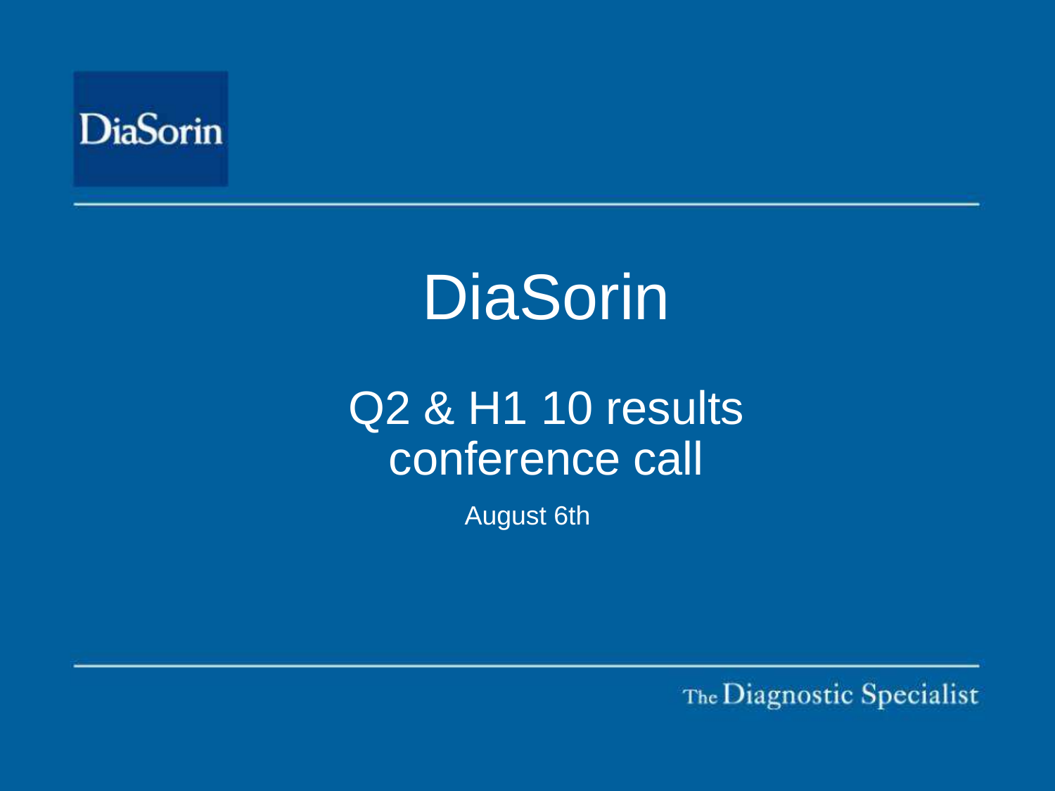DiaSorin

# DiaSorin

## Q2 & H1 10 results conference call

August 6th

The Diagnostic Specialist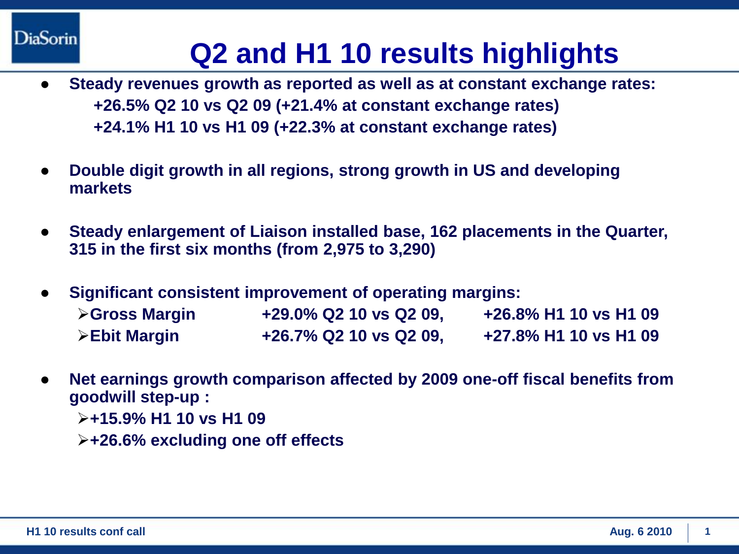# Q2 and H1 10 results highlights

- **Steady revenues growth as reported as well as at constant exchange rates:**
  - **+26.5% Q2 10 vs Q2 09 (+21.4% at constant exchange rates)**
  - **+24.1% H1 10 vs H1 09 (+22.3% at constant exchange rates)**

- **Double digit growth in all regions, strong growth in US and developing markets**

- **Steady enlargement of Liaison installed base, 162 placements in the Quarter, 315 in the first six months (from 2,975 to 3,290)**

- **Significant consistent improvement of operating margins:**

| | | |
|---|---|---|
| ➢**Gross Margin** | **+29.0% Q2 10 vs Q2 09,** | **+26.8% H1 10 vs H1 09** |
| ➢**Ebit Margin** | **+26.7% Q2 10 vs Q2 09,** | **+27.8% H1 10 vs H1 09** |

- **Net earnings growth comparison affected by 2009 one-off fiscal benefits from goodwill step-up :**
  - ➢**+15.9% H1 10 vs H1 09**
  - ➢**+26.6% excluding one off effects**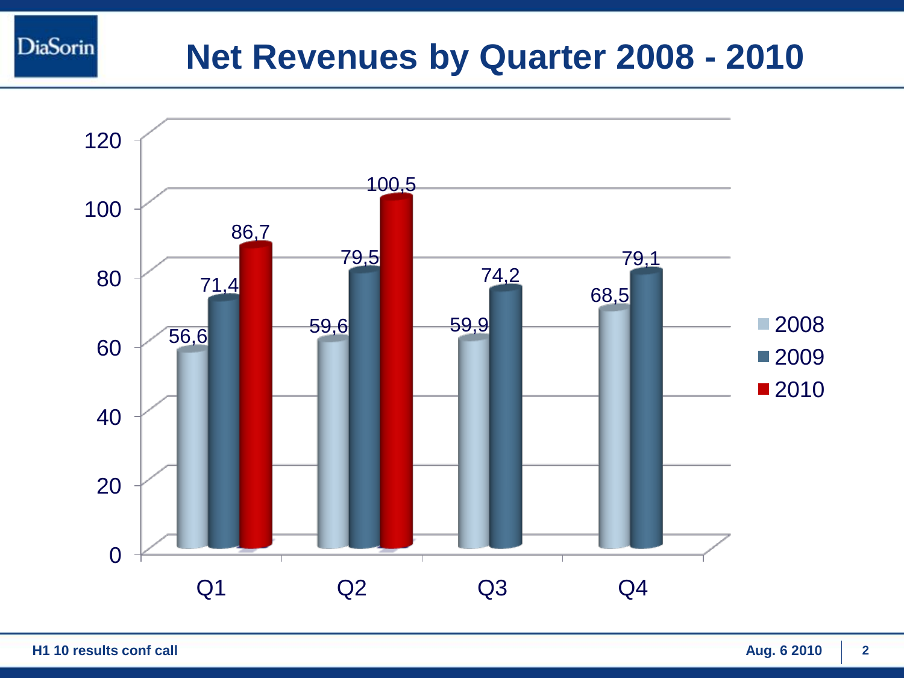# Net Revenues by Quarter 2008 - 2010

| | 2008 | 2009 | 2010 |
|---|---|---|---|
| Q1 | 56,6 | 71,4 | 86,7 |
| Q2 | 59,6 | 79,5 | 100,5 |
| Q3 | 59,9 | 74,2 | |
| Q4 | 68,5 | 79,1 | |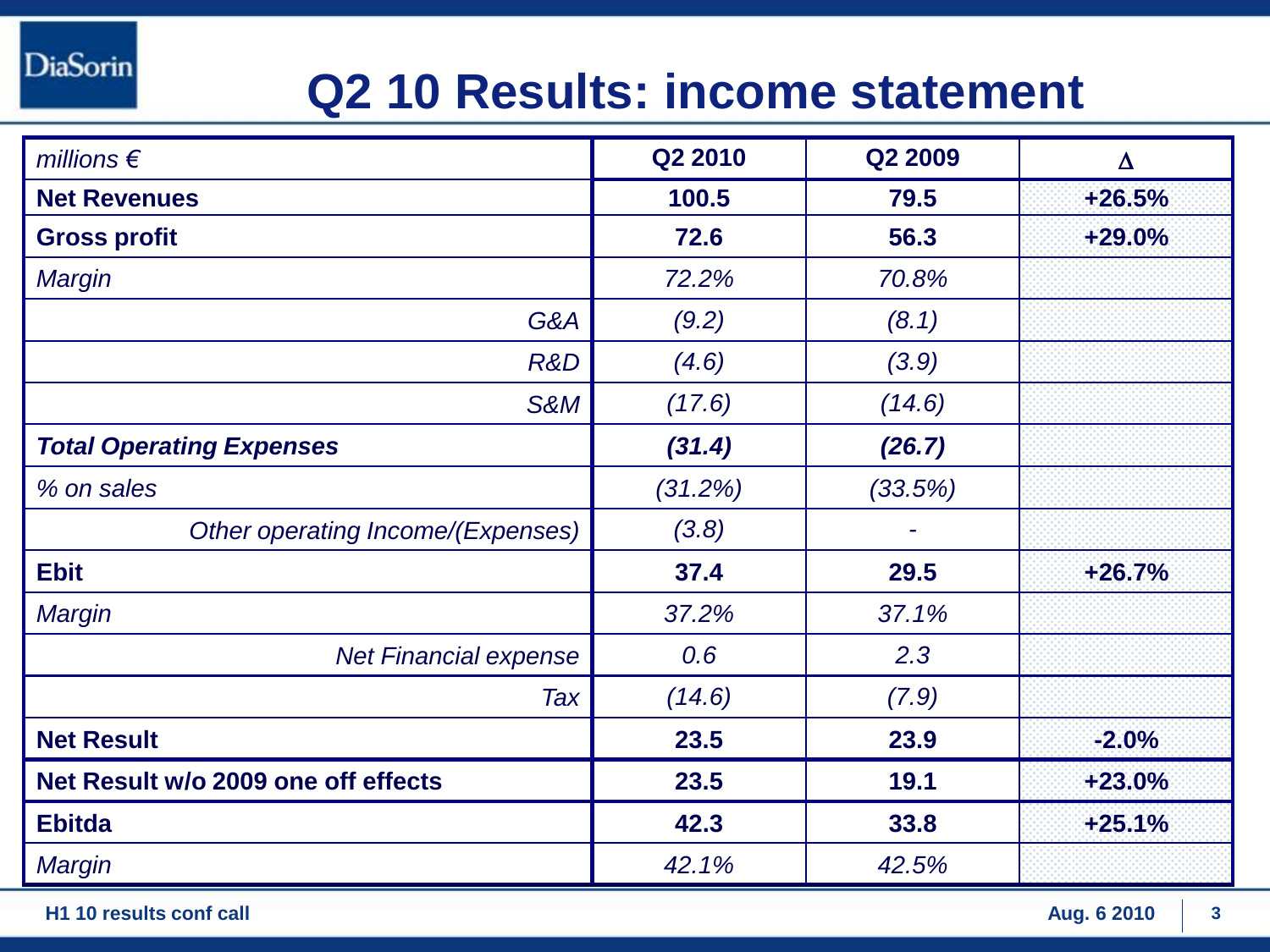# Q2 10 Results: income statement

| *millions €* | **Q2 2010** | **Q2 2009** | **Δ** |
|---|---|---|---|
| **Net Revenues** | **100.5** | **79.5** | **+26.5%** |
| **Gross profit** | **72.6** | **56.3** | **+29.0%** |
| *Margin* | *72.2%* | *70.8%* | |
| *G&A* | *(9.2)* | *(8.1)* | |
| *R&D* | *(4.6)* | *(3.9)* | |
| *S&M* | *(17.6)* | *(14.6)* | |
| ***Total Operating Expenses*** | ***(31.4)*** | ***(26.7)*** | |
| *% on sales* | *(31.2%)* | *(33.5%)* | |
| *Other operating Income/(Expenses)* | *(3.8)* | *-* | |
| **Ebit** | **37.4** | **29.5** | **+26.7%** |
| *Margin* | *37.2%* | *37.1%* | |
| *Net Financial expense* | *0.6* | *2.3* | |
| *Tax* | *(14.6)* | *(7.9)* | |
| **Net Result** | **23.5** | **23.9** | **-2.0%** |
| **Net Result w/o 2009 one off effects** | **23.5** | **19.1** | **+23.0%** |
| **Ebitda** | **42.3** | **33.8** | **+25.1%** |
| *Margin* | *42.1%* | *42.5%* | |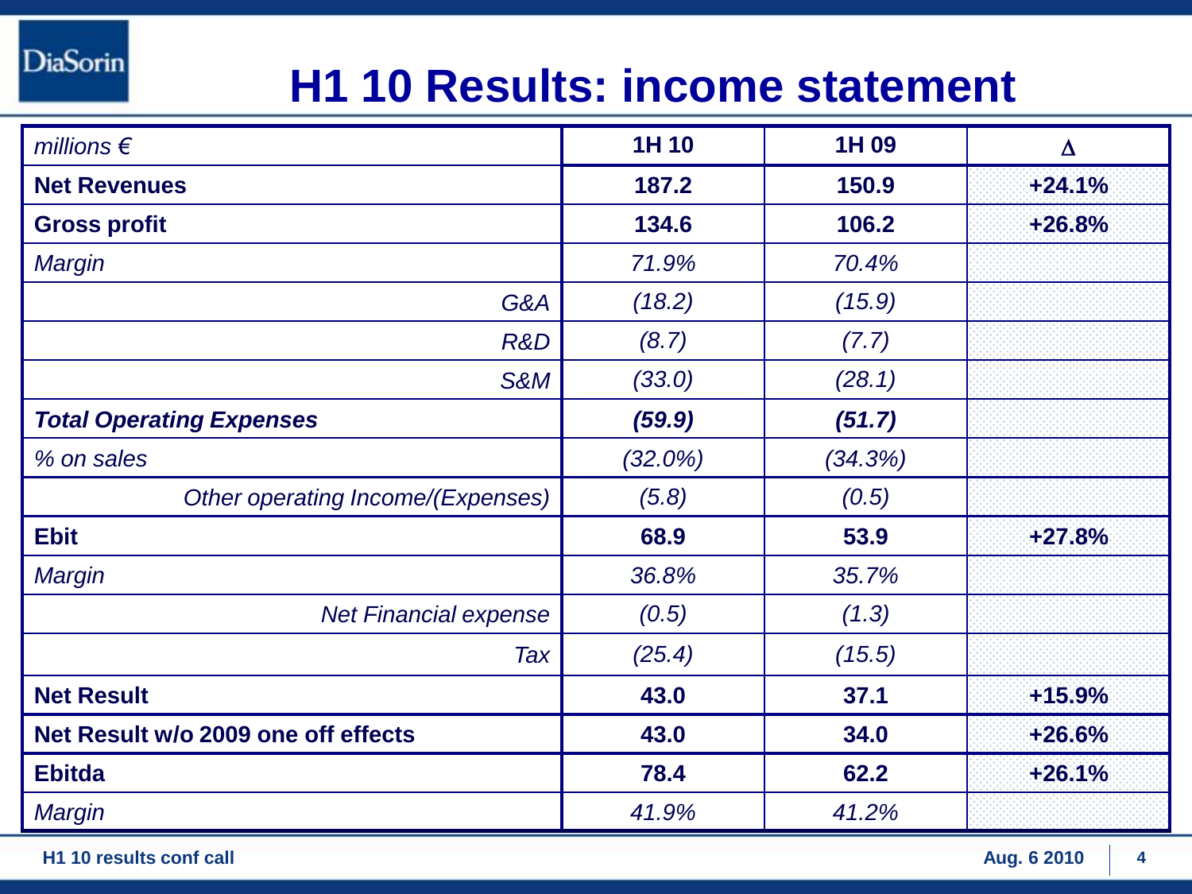# H1 10 Results: income statement

| *millions €* | 1H 10 | 1H 09 | Δ |
|---|---|---|---|
| **Net Revenues** | **187.2** | **150.9** | **+24.1%** |
| **Gross profit** | **134.6** | **106.2** | **+26.8%** |
| *Margin* | *71.9%* | *70.4%* | |
| *G&A* | *(18.2)* | *(15.9)* | |
| *R&D* | *(8.7)* | *(7.7)* | |
| *S&M* | *(33.0)* | *(28.1)* | |
| ***Total Operating Expenses*** | ***(59.9)*** | ***(51.7)*** | |
| *% on sales* | *(32.0%)* | *(34.3%)* | |
| *Other operating Income/(Expenses)* | *(5.8)* | *(0.5)* | |
| **Ebit** | **68.9** | **53.9** | **+27.8%** |
| *Margin* | *36.8%* | *35.7%* | |
| *Net Financial expense* | *(0.5)* | *(1.3)* | |
| *Tax* | *(25.4)* | *(15.5)* | |
| **Net Result** | **43.0** | **37.1** | **+15.9%** |
| **Net Result w/o 2009 one off effects** | **43.0** | **34.0** | **+26.6%** |
| **Ebitda** | **78.4** | **62.2** | **+26.1%** |
| *Margin* | *41.9%* | *41.2%* | |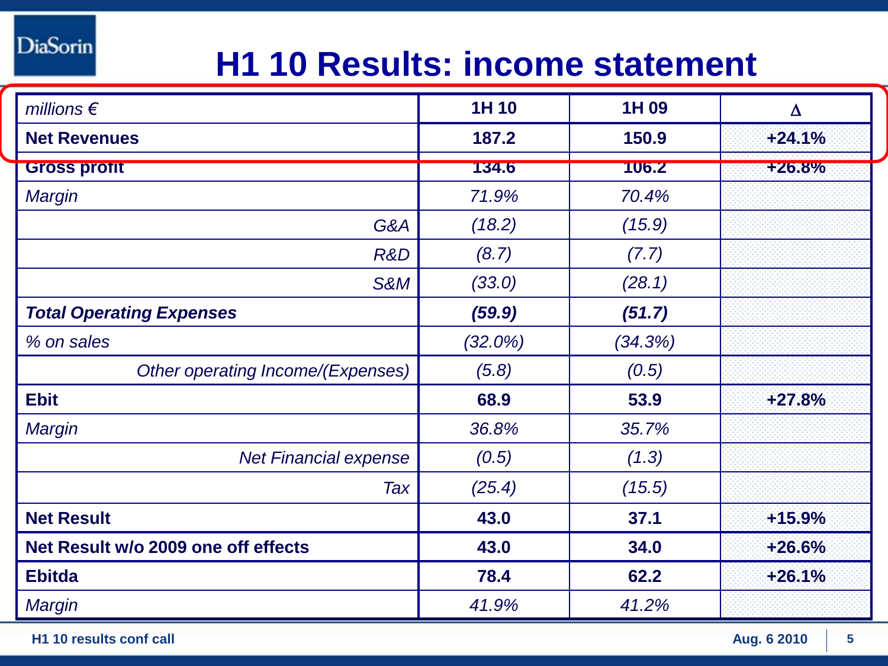# H1 10 Results: income statement

| *millions €* | 1H 10 | 1H 09 | Δ |
|---|---|---|---|
| **Net Revenues** | **187.2** | **150.9** | **+24.1%** |
| **Gross profit** | **134.6** | **106.2** | **+26.8%** |
| *Margin* | *71.9%* | *70.4%* | |
| *G&A* | *(18.2)* | *(15.9)* | |
| *R&D* | *(8.7)* | *(7.7)* | |
| *S&M* | *(33.0)* | *(28.1)* | |
| ***Total Operating Expenses*** | ***(59.9)*** | ***(51.7)*** | |
| *% on sales* | *(32.0%)* | *(34.3%)* | |
| *Other operating Income/(Expenses)* | *(5.8)* | *(0.5)* | |
| **Ebit** | **68.9** | **53.9** | **+27.8%** |
| *Margin* | *36.8%* | *35.7%* | |
| *Net Financial expense* | *(0.5)* | *(1.3)* | |
| *Tax* | *(25.4)* | *(15.5)* | |
| **Net Result** | **43.0** | **37.1** | **+15.9%** |
| **Net Result w/o 2009 one off effects** | **43.0** | **34.0** | **+26.6%** |
| **Ebitda** | **78.4** | **62.2** | **+26.1%** |
| *Margin* | *41.9%* | *41.2%* | |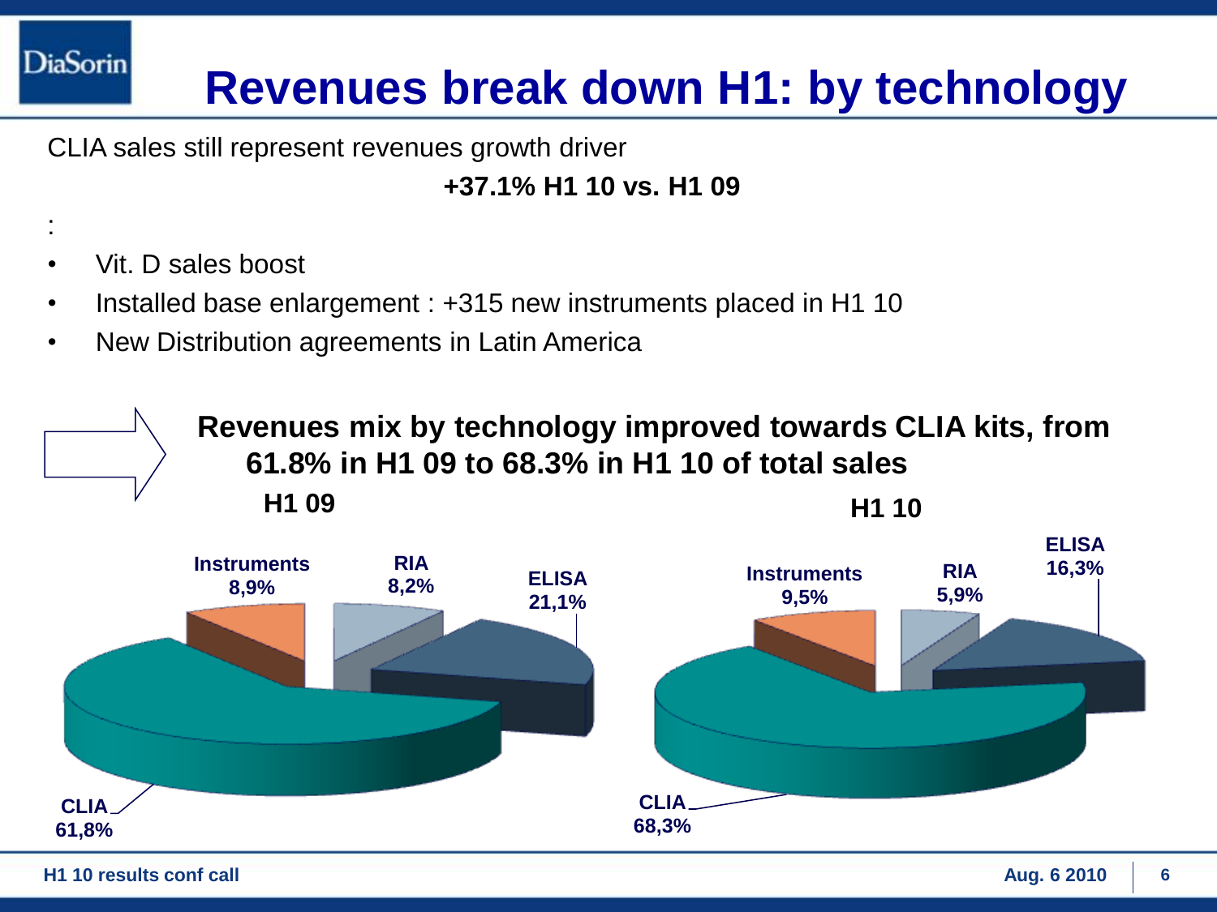# Revenues break down H1: by technology

CLIA sales still represent revenues growth driver

**+37.1% H1 10 vs. H1 09**

:

- Vit. D sales boost
- Installed base enlargement : +315 new instruments placed in H1 10
- New Distribution agreements in Latin America

**Revenues mix by technology improved towards CLIA kits, from 61.8% in H1 09 to 68.3% in H1 10 of total sales**

**H1 09**

| Technology | Share |
|---|---|
| CLIA | 61,8% |
| ELISA | 21,1% |
| Instruments | 8,9% |
| RIA | 8,2% |

**H1 10**

| Technology | Share |
|---|---|
| CLIA | 68,3% |
| ELISA | 16,3% |
| Instruments | 9,5% |
| RIA | 5,9% |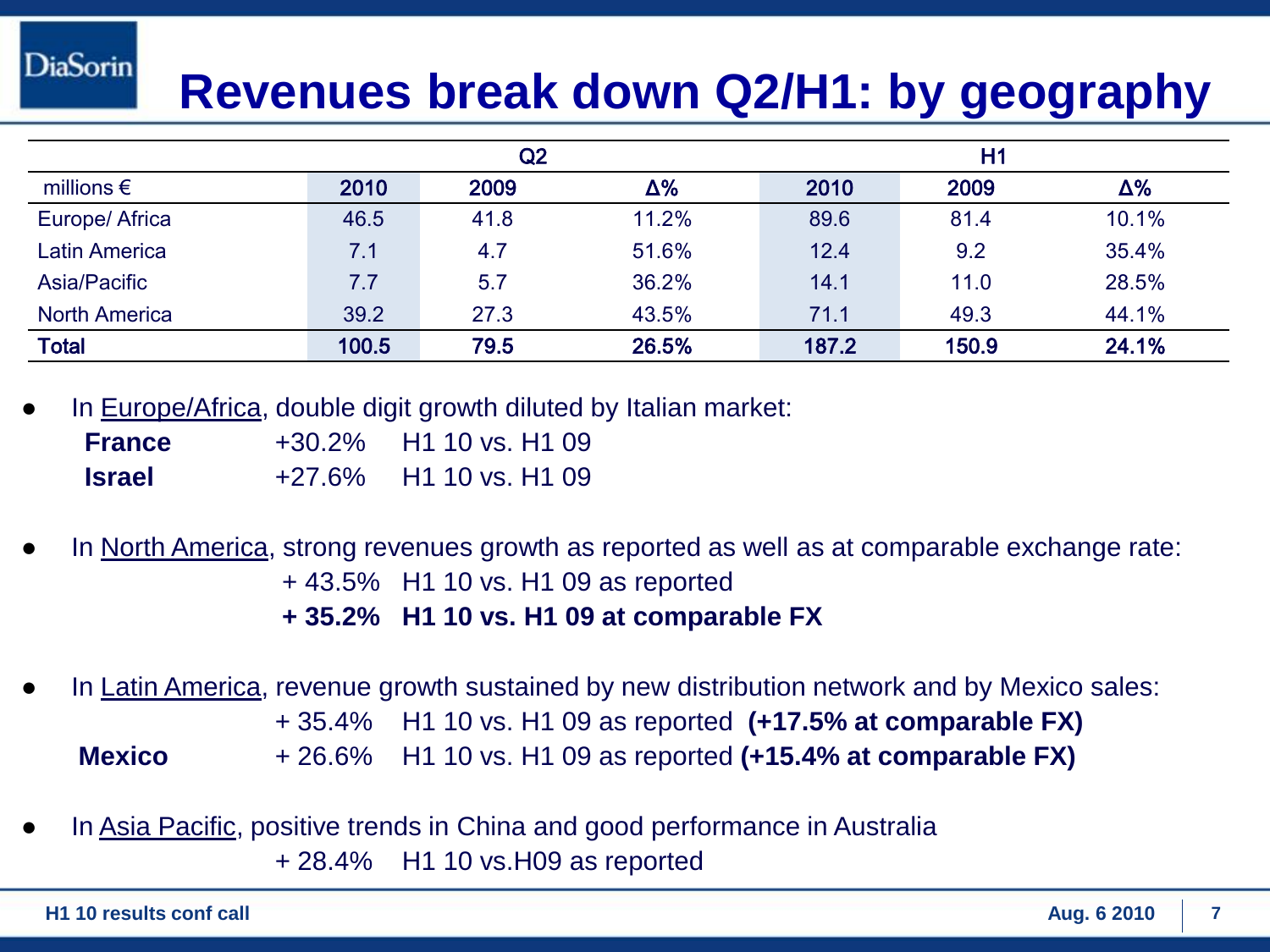# Revenues break down Q2/H1: by geography

| | Q2 | | | H1 | | |
|---|---|---|---|---|---|---|
| millions € | 2010 | 2009 | Δ% | 2010 | 2009 | Δ% |
| Europe/ Africa | 46.5 | 41.8 | 11.2% | 89.6 | 81.4 | 10.1% |
| Latin America | 7.1 | 4.7 | 51.6% | 12.4 | 9.2 | 35.4% |
| Asia/Pacific | 7.7 | 5.7 | 36.2% | 14.1 | 11.0 | 28.5% |
| North America | 39.2 | 27.3 | 43.5% | 71.1 | 49.3 | 44.1% |
| **Total** | **100.5** | **79.5** | **26.5%** | **187.2** | **150.9** | **24.1%** |

- In Europe/Africa, double digit growth diluted by Italian market:
  - **France** +30.2% H1 10 vs. H1 09
  - **Israel** +27.6% H1 10 vs. H1 09

- In North America, strong revenues growth as reported as well as at comparable exchange rate:
  - + 43.5% H1 10 vs. H1 09 as reported
  - **+ 35.2% H1 10 vs. H1 09 at comparable FX**

- In Latin America, revenue growth sustained by new distribution network and by Mexico sales:
  - + 35.4% H1 10 vs. H1 09 as reported **(+17.5% at comparable FX)**
  - **Mexico** + 26.6% H1 10 vs. H1 09 as reported **(+15.4% at comparable FX)**

- In Asia Pacific, positive trends in China and good performance in Australia
  - + 28.4% H1 10 vs.H09 as reported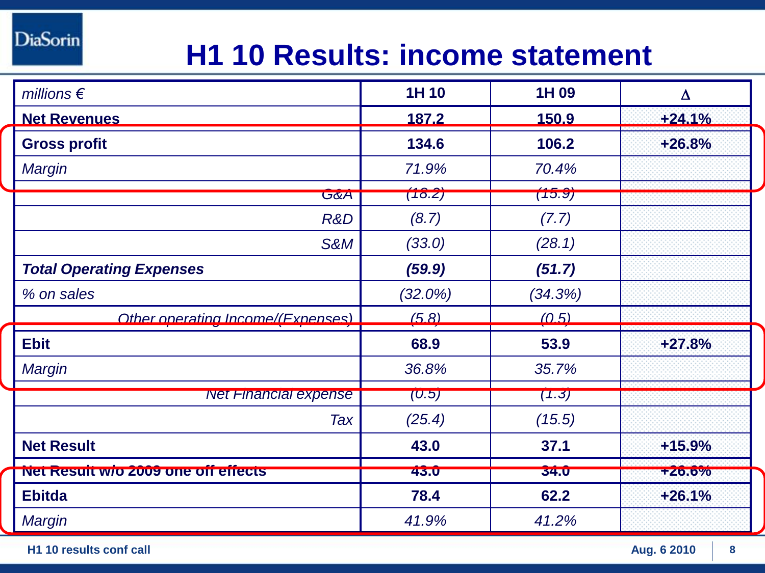# H1 10 Results: income statement

| *millions €* | 1H 10 | 1H 09 | Δ |
|---|---|---|---|
| **Net Revenues** | **187.2** | **150.9** | **+24.1%** |
| **Gross profit** | **134.6** | **106.2** | **+26.8%** |
| *Margin* | *71.9%* | *70.4%* | |
| *G&A* | *(18.2)* | *(15.9)* | |
| *R&D* | *(8.7)* | *(7.7)* | |
| *S&M* | *(33.0)* | *(28.1)* | |
| ***Total Operating Expenses*** | ***(59.9)*** | ***(51.7)*** | |
| *% on sales* | *(32.0%)* | *(34.3%)* | |
| *Other operating Income/(Expenses)* | *(5.8)* | *(0.5)* | |
| **Ebit** | **68.9** | **53.9** | **+27.8%** |
| *Margin* | *36.8%* | *35.7%* | |
| *Net Financial expense* | *(0.5)* | *(1.3)* | |
| *Tax* | *(25.4)* | *(15.5)* | |
| **Net Result** | **43.0** | **37.1** | **+15.9%** |
| **Net Result w/o 2009 one off effects** | **43.0** | **34.0** | **+26.6%** |
| **Ebitda** | **78.4** | **62.2** | **+26.1%** |
| *Margin* | *41.9%* | *41.2%* | |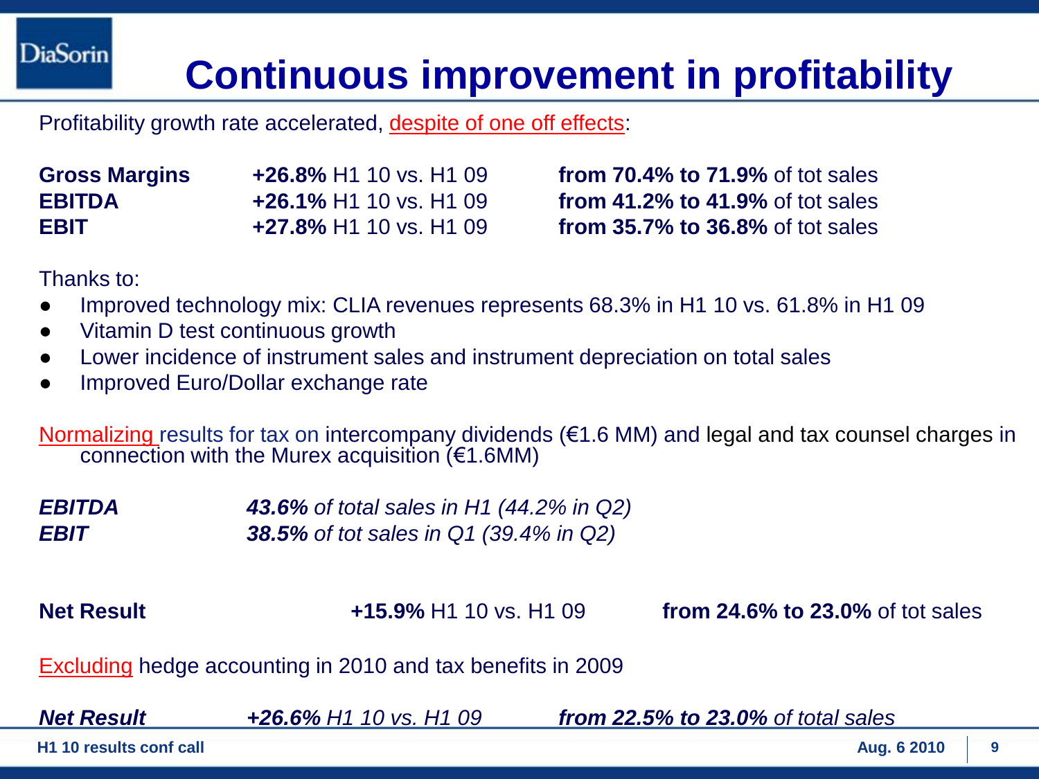# Continuous improvement in profitability

Profitability growth rate accelerated, despite of one off effects:

| | | |
|---|---|---|
| **Gross Margins** | **+26.8%** H1 10 vs. H1 09 | **from 70.4% to 71.9%** of tot sales |
| **EBITDA** | **+26.1%** H1 10 vs. H1 09 | **from 41.2% to 41.9%** of tot sales |
| **EBIT** | **+27.8%** H1 10 vs. H1 09 | **from 35.7% to 36.8%** of tot sales |

Thanks to:

- Improved technology mix: CLIA revenues represents 68.3% in H1 10 vs. 61.8% in H1 09
- Vitamin D test continuous growth
- Lower incidence of instrument sales and instrument depreciation on total sales
- Improved Euro/Dollar exchange rate

Normalizing results for tax on intercompany dividends (€1.6 MM) and legal and tax counsel charges in connection with the Murex acquisition (€1.6MM)

| | |
|---|---|
| ***EBITDA*** | ***43.6%*** *of total sales in H1 (44.2% in Q2)* |
| ***EBIT*** | ***38.5%*** *of tot sales in Q1 (39.4% in Q2)* |

| | | |
|---|---|---|
| **Net Result** | **+15.9%** H1 10 vs. H1 09 | **from 24.6% to 23.0%** of tot sales |

Excluding hedge accounting in 2010 and tax benefits in 2009

| | | |
|---|---|---|
| ***Net Result*** | ***+26.6%*** *H1 10 vs. H1 09* | ***from 22.5% to 23.0%*** *of total sales* |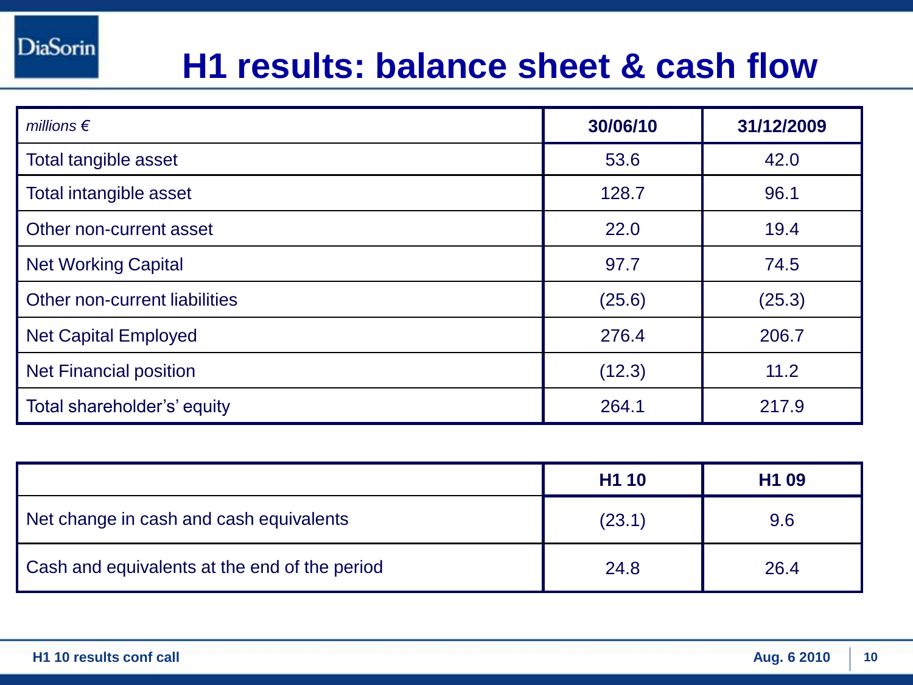# H1 results: balance sheet & cash flow

| *millions €* | 30/06/10 | 31/12/2009 |
|---|---|---|
| Total tangible asset | 53.6 | 42.0 |
| Total intangible asset | 128.7 | 96.1 |
| Other non-current asset | 22.0 | 19.4 |
| Net Working Capital | 97.7 | 74.5 |
| Other non-current liabilities | (25.6) | (25.3) |
| Net Capital Employed | 276.4 | 206.7 |
| Net Financial position | (12.3) | 11.2 |
| Total shareholder's' equity | 264.1 | 217.9 |

| | H1 10 | H1 09 |
|---|---|---|
| Net change in cash and cash equivalents | (23.1) | 9.6 |
| Cash and equivalents at the end of the period | 24.8 | 26.4 |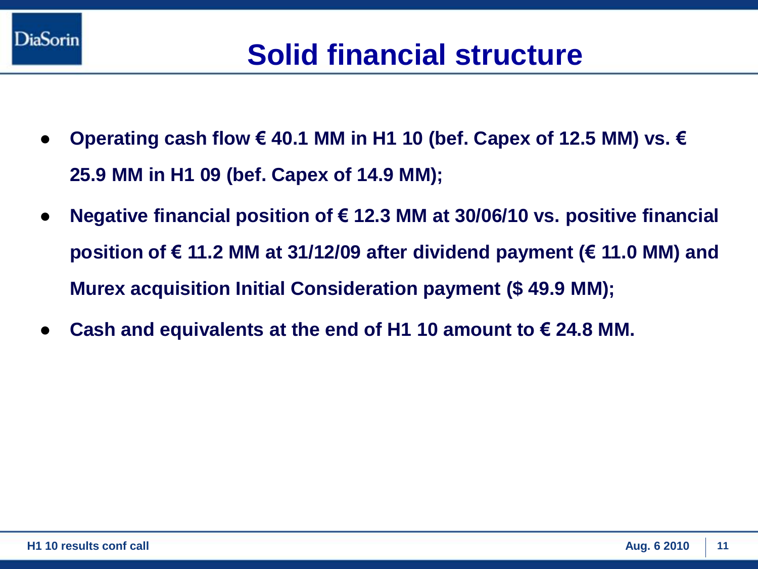# Solid financial structure

- **Operating cash flow € 40.1 MM in H1 10 (bef. Capex of 12.5 MM) vs. € 25.9 MM in H1 09 (bef. Capex of 14.9 MM);**
- **Negative financial position of € 12.3 MM at 30/06/10 vs. positive financial position of € 11.2 MM at 31/12/09 after dividend payment (€ 11.0 MM) and Murex acquisition Initial Consideration payment ($ 49.9 MM);**
- **Cash and equivalents at the end of H1 10 amount to € 24.8 MM.**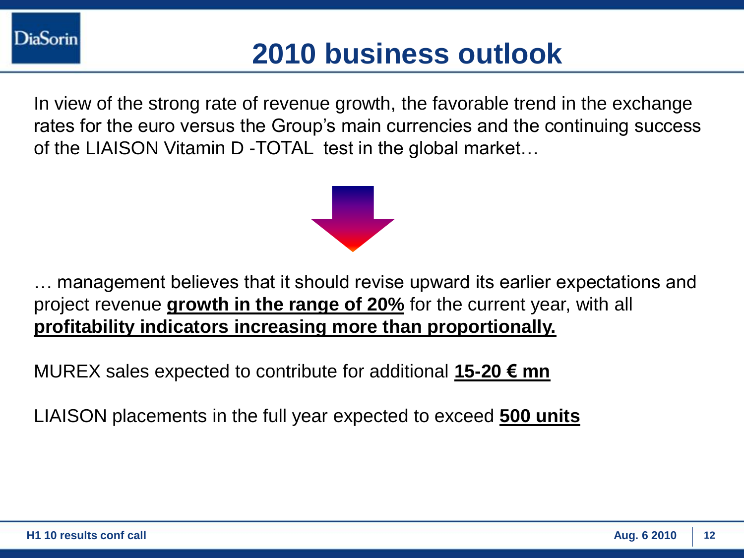# 2010 business outlook

In view of the strong rate of revenue growth, the favorable trend in the exchange rates for the euro versus the Group's main currencies and the continuing success of the LIAISON Vitamin D -TOTAL test in the global market…

… management believes that it should revise upward its earlier expectations and project revenue **growth in the range of 20%** for the current year, with all **profitability indicators increasing more than proportionally.**

MUREX sales expected to contribute for additional **15-20 € mn**

LIAISON placements in the full year expected to exceed **500 units**